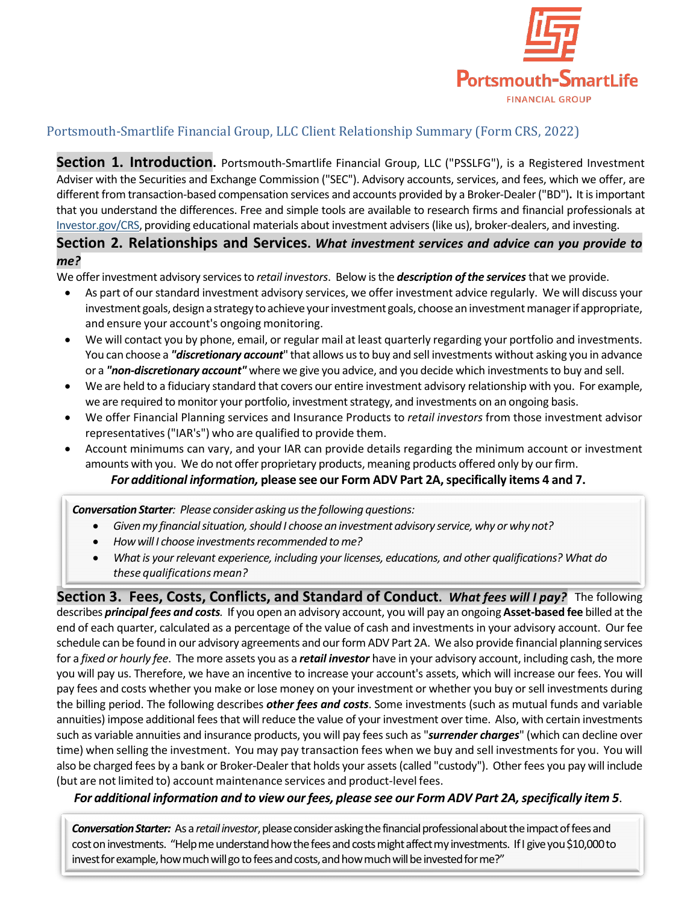Portsmouth-SmartLife
FINANCIAL GROUP

# Portsmouth-Smartlife Financial Group, LLC Client Relationship Summary (Form CRS, 2022)

**Section 1. Introduction.** Portsmouth-Smartlife Financial Group, LLC ("PSSLFG"), is a Registered Investment Adviser with the Securities and Exchange Commission ("SEC"). Advisory accounts, services, and fees, which we offer, are different from transaction-based compensation services and accounts provided by a Broker-Dealer ("BD")**.** It is important that you understand the differences. Free and simple tools are available to research firms and financial professionals at Investor.gov/CRS, providing educational materials about investment advisers (like us), broker-dealers, and investing.

**Section 2. Relationships and Services.** ***What investment services and advice can you provide to me?***

We offer investment advisory services to *retail investors*. Below is the ***description of the services*** that we provide.

- As part of our standard investment advisory services, we offer investment advice regularly. We will discuss your investment goals, design a strategy to achieve your investment goals, choose an investment manager if appropriate, and ensure your account's ongoing monitoring.
- We will contact you by phone, email, or regular mail at least quarterly regarding your portfolio and investments. You can choose a ***"discretionary account***" that allows us to buy and sell investments without asking you in advance or a ***"non-discretionary account"*** where we give you advice, and you decide which investments to buy and sell.
- We are held to a fiduciary standard that covers our entire investment advisory relationship with you. For example, we are required to monitor your portfolio, investment strategy, and investments on an ongoing basis.
- We offer Financial Planning services and Insurance Products to *retail investors* from those investment advisor representatives ("IAR's") who are qualified to provide them.
- Account minimums can vary, and your IAR can provide details regarding the minimum account or investment amounts with you. We do not offer proprietary products, meaning products offered only by our firm.

***For additional information,*** **please see our Form ADV Part 2A, specifically items 4 and 7.**

> ***Conversation Starter****: Please consider asking us the following questions:*
> - *Given my financial situation, should I choose an investment advisory service, why or why not?*
> - *How will I choose investments recommended to me?*
> - *What is your relevant experience, including your licenses, educations, and other qualifications? What do these qualifications mean?*

**Section 3. Fees, Costs, Conflicts, and Standard of Conduct.** ***What fees will I pay?*** The following describes ***principal fees and costs****.* If you open an advisory account, you will pay an ongoing **Asset-based fee** billed at the end of each quarter, calculated as a percentage of the value of cash and investments in your advisory account. Our fee schedule can be found in our advisory agreements and our form ADV Part 2A. We also provide financial planning services for a *fixed or hourly fee*. The more assets you as a ***retail investor*** have in your advisory account, including cash, the more you will pay us. Therefore, we have an incentive to increase your account's assets, which will increase our fees. You will pay fees and costs whether you make or lose money on your investment or whether you buy or sell investments during the billing period. The following describes ***other fees and costs***. Some investments (such as mutual funds and variable annuities) impose additional fees that will reduce the value of your investment over time. Also, with certain investments such as variable annuities and insurance products, you will pay fees such as "***surrender charges***" (which can decline over time) when selling the investment. You may pay transaction fees when we buy and sell investments for you. You will also be charged fees by a bank or Broker-Dealer that holds your assets (called "custody"). Other fees you pay will include (but are not limited to) account maintenance services and product-level fees.

***For additional information and to view our fees, please see our Form ADV Part 2A, specifically item 5***.

> ***Conversation Starter:*** As a *retail investor*, please consider asking the financial professional about the impact of fees and cost on investments. "Help me understand how the fees and costs might affect my investments. If I give you $10,000 to invest for example, how much will go to fees and costs, and how much will be invested for me?"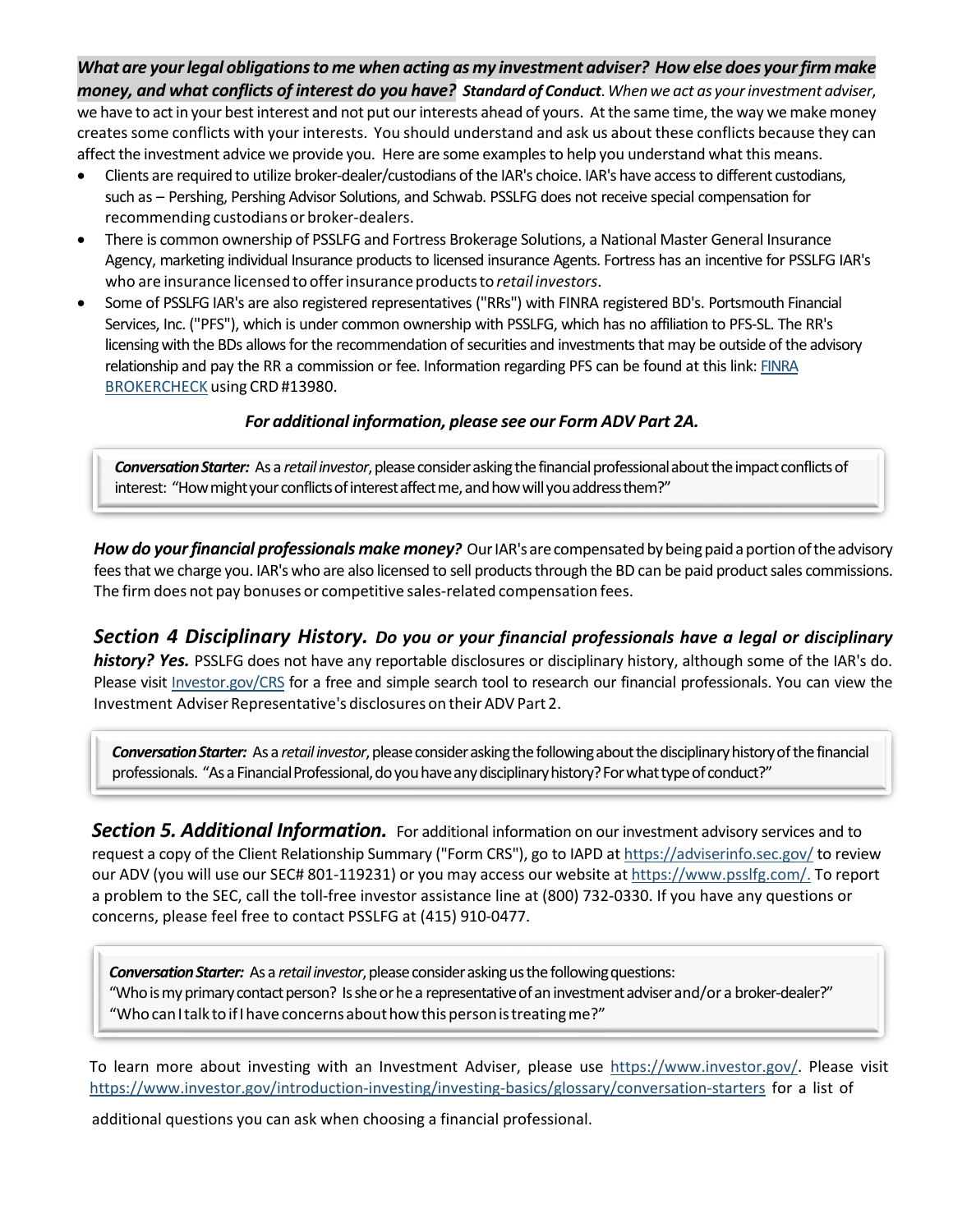***What are your legal obligations to me when acting as my investment adviser? How else does your firm make money, and what conflicts of interest do you have?*** ***Standard of Conduct****. When we act as your investment adviser*, we have to act in your best interest and not put our interests ahead of yours. At the same time, the way we make money creates some conflicts with your interests. You should understand and ask us about these conflicts because they can affect the investment advice we provide you. Here are some examples to help you understand what this means.

- Clients are required to utilize broker-dealer/custodians of the IAR's choice. IAR's have access to different custodians, such as – Pershing, Pershing Advisor Solutions, and Schwab. PSSLFG does not receive special compensation for recommending custodians or broker-dealers.
- There is common ownership of PSSLFG and Fortress Brokerage Solutions, a National Master General Insurance Agency, marketing individual Insurance products to licensed insurance Agents. Fortress has an incentive for PSSLFG IAR's who are insurance licensed to offer insurance products to *retail investors*.
- Some of PSSLFG IAR's are also registered representatives ("RRs") with FINRA registered BD's. Portsmouth Financial Services, Inc. ("PFS"), which is under common ownership with PSSLFG, which has no affiliation to PFS-SL. The RR's licensing with the BDs allows for the recommendation of securities and investments that may be outside of the advisory relationship and pay the RR a commission or fee. Information regarding PFS can be found at this link: [FINRA BROKERCHECK]() using CRD #13980.

***For additional information, please see our Form ADV Part 2A.***

> ***Conversation Starter:*** As a *retail investor*, please consider asking the financial professional about the impact conflicts of interest: "How might your conflicts of interest affect me, and how will you address them?"

***How do your financial professionals make money?*** Our IAR's are compensated by being paid a portion of the advisory fees that we charge you. IAR's who are also licensed to sell products through the BD can be paid product sales commissions. The firm does not pay bonuses or competitive sales-related compensation fees.

## *Section 4 Disciplinary History.* ***Do you or your financial professionals have a legal or disciplinary history? Yes.***

PSSLFG does not have any reportable disclosures or disciplinary history, although some of the IAR's do. Please visit [Investor.gov/CRS]() for a free and simple search tool to research our financial professionals. You can view the Investment Adviser Representative's disclosures on their ADV Part 2.

> ***Conversation Starter:*** As a *retail investor*, please consider asking the following about the disciplinary history of the financial professionals. "As a Financial Professional, do you have any disciplinary history? For what type of conduct?"

## *Section 5. Additional Information.*

For additional information on our investment advisory services and to request a copy of the Client Relationship Summary ("Form CRS"), go to IAPD at https://adviserinfo.sec.gov/ to review our ADV (you will use our SEC# 801-119231) or you may access our website at https://www.psslfg.com/. To report a problem to the SEC, call the toll-free investor assistance line at (800) 732-0330. If you have any questions or concerns, please feel free to contact PSSLFG at (415) 910-0477.

> ***Conversation Starter:*** As a *retail investor*, please consider asking us the following questions:
> "Who is my primary contact person? Is she or he a representative of an investment adviser and/or a broker-dealer?"
> "Who can I talk to if I have concerns about how this person is treating me?"

To learn more about investing with an Investment Adviser, please use https://www.investor.gov/. Please visit https://www.investor.gov/introduction-investing/investing-basics/glossary/conversation-starters for a list of additional questions you can ask when choosing a financial professional.